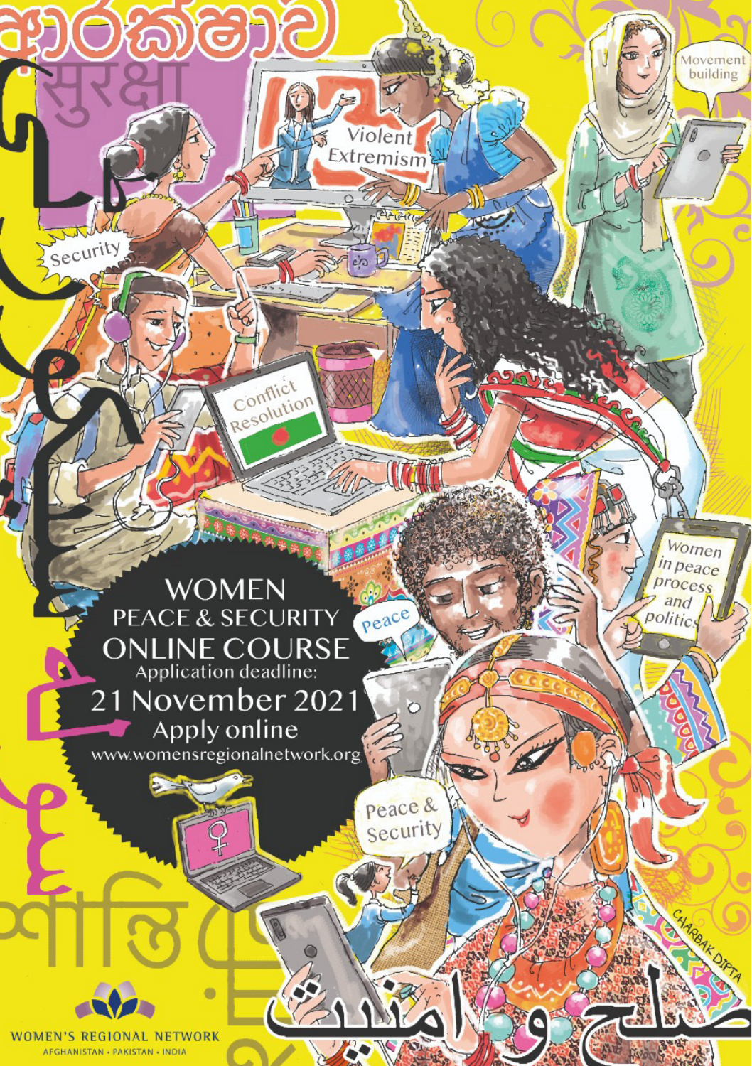# WOMEN PEACE & SECURITY ONLINE COURSE

Application deadline:

## 21 November 2021

Apply online

www.womensregionalnetwork.org

WOMEN'S REGIONAL NETWORK

AFGHANISTAN • PAKISTAN • INDIA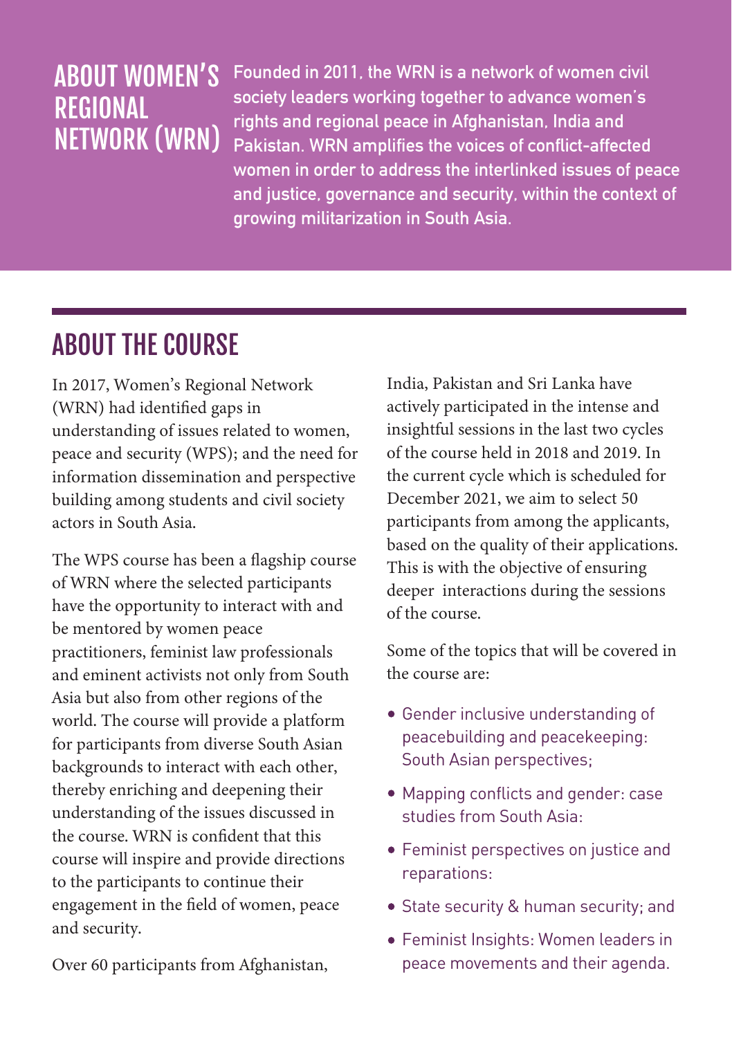## ABOUT WOMEN'S REGIONAL NETWORK (WRN)

Founded in 2011, the WRN is a network of women civil society leaders working together to advance women's rights and regional peace in Afghanistan, India and Pakistan. WRN amplifies the voices of conflict-affected women in order to address the interlinked issues of peace and justice, governance and security, within the context of growing militarization in South Asia.

## ABOUT THE COURSE

In 2017, Women's Regional Network (WRN) had identified gaps in understanding of issues related to women, peace and security (WPS); and the need for information dissemination and perspective building among students and civil society actors in South Asia.

The WPS course has been a flagship course of WRN where the selected participants have the opportunity to interact with and be mentored by women peace practitioners, feminist law professionals and eminent activists not only from South Asia but also from other regions of the world. The course will provide a platform for participants from diverse South Asian backgrounds to interact with each other, thereby enriching and deepening their understanding of the issues discussed in the course. WRN is confident that this course will inspire and provide directions to the participants to continue their engagement in the field of women, peace and security.

Over 60 participants from Afghanistan, India, Pakistan and Sri Lanka have actively participated in the intense and insightful sessions in the last two cycles of the course held in 2018 and 2019. In the current cycle which is scheduled for December 2021, we aim to select 50 participants from among the applicants, based on the quality of their applications. This is with the objective of ensuring deeper interactions during the sessions of the course.

Some of the topics that will be covered in the course are:

- Gender inclusive understanding of peacebuilding and peacekeeping: South Asian perspectives;
- Mapping conflicts and gender: case studies from South Asia:
- Feminist perspectives on justice and reparations:
- State security & human security; and
- Feminist Insights: Women leaders in peace movements and their agenda.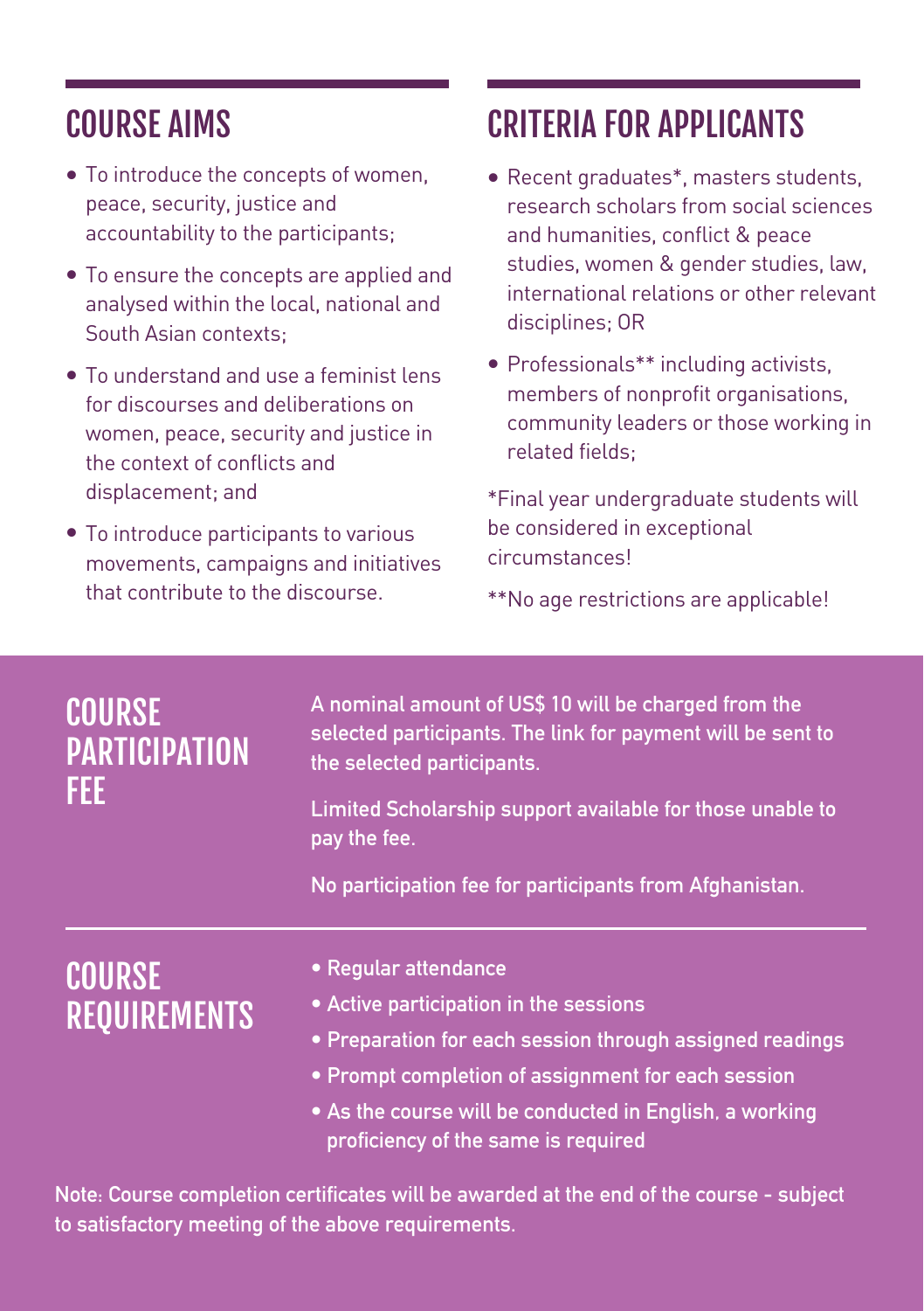## COURSE AIMS

- To introduce the concepts of women, peace, security, justice and accountability to the participants;
- To ensure the concepts are applied and analysed within the local, national and South Asian contexts;
- To understand and use a feminist lens for discourses and deliberations on women, peace, security and justice in the context of conflicts and displacement; and
- To introduce participants to various movements, campaigns and initiatives that contribute to the discourse.

## CRITERIA FOR APPLICANTS

- Recent graduates*, masters students, research scholars from social sciences and humanities, conflict & peace studies, women & gender studies, law, international relations or other relevant disciplines; OR
- Professionals** including activists, members of nonprofit organisations, community leaders or those working in related fields;

*Final year undergraduate students will be considered in exceptional circumstances!

**No age restrictions are applicable!

## COURSE PARTICIPATION FEE

A nominal amount of US$ 10 will be charged from the selected participants. The link for payment will be sent to the selected participants.

Limited Scholarship support available for those unable to pay the fee.

No participation fee for participants from Afghanistan.

## COURSE REQUIREMENTS

- Regular attendance
- Active participation in the sessions
- Preparation for each session through assigned readings
- Prompt completion of assignment for each session
- As the course will be conducted in English, a working proficiency of the same is required

Note: Course completion certificates will be awarded at the end of the course - subject to satisfactory meeting of the above requirements.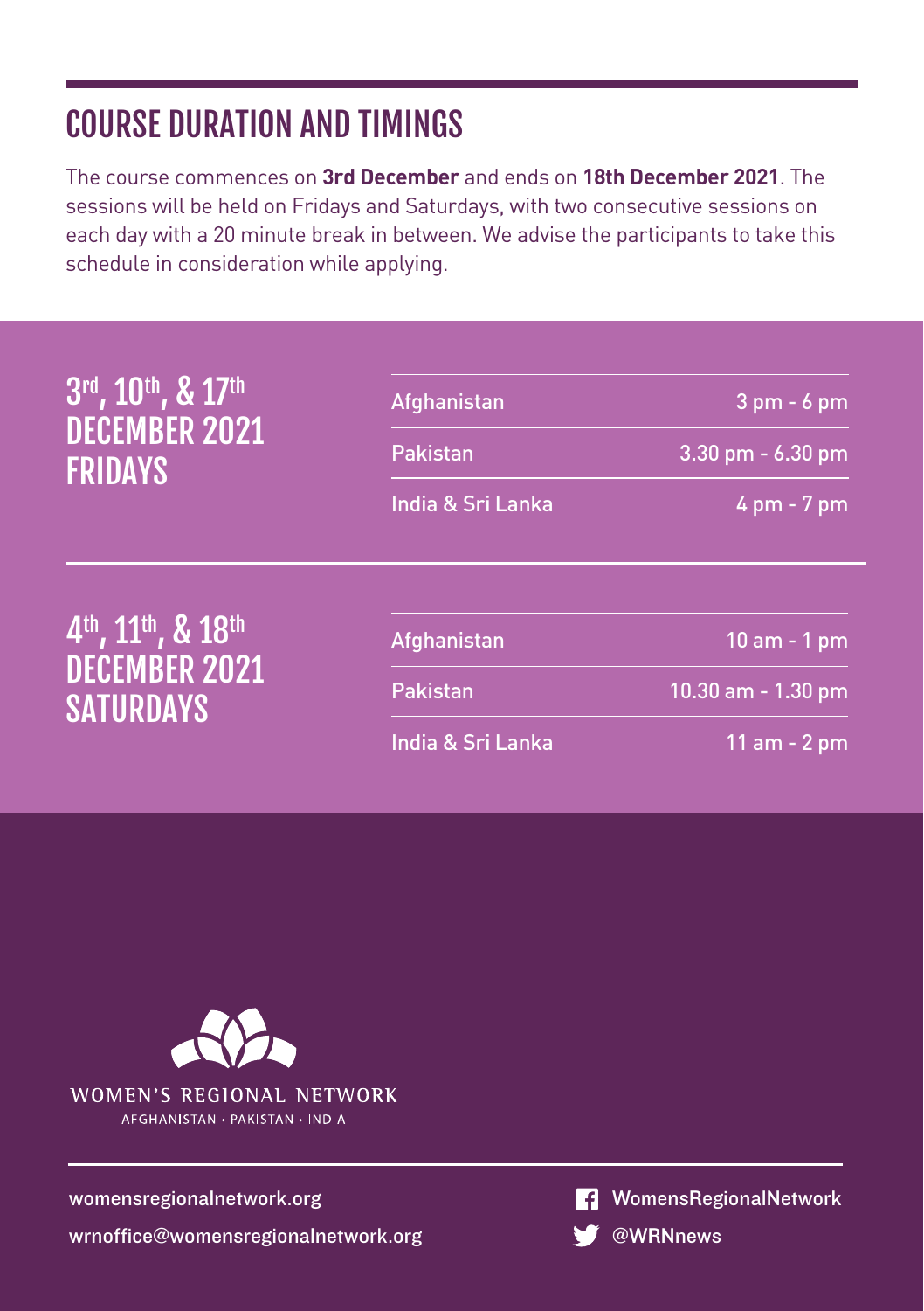## COURSE DURATION AND TIMINGS

The course commences on **3rd December** and ends on **18th December 2021**. The sessions will be held on Fridays and Saturdays, with two consecutive sessions on each day with a 20 minute break in between. We advise the participants to take this schedule in consideration while applying.

### 3rd, 10th, & 17th DECEMBER 2021 FRIDAYS

| | |
|---|---|
| Afghanistan | 3 pm - 6 pm |
| Pakistan | 3.30 pm - 6.30 pm |
| India & Sri Lanka | 4 pm - 7 pm |

### 4th, 11th, & 18th DECEMBER 2021 SATURDAYS

| | |
|---|---|
| Afghanistan | 10 am - 1 pm |
| Pakistan | 10.30 am - 1.30 pm |
| India & Sri Lanka | 11 am - 2 pm |

WOMEN'S REGIONAL NETWORK
AFGHANISTAN • PAKISTAN • INDIA

womensregionalnetwork.org
wrnoffice@womensregionalnetwork.org

WomensRegionalNetwork
@WRNnews